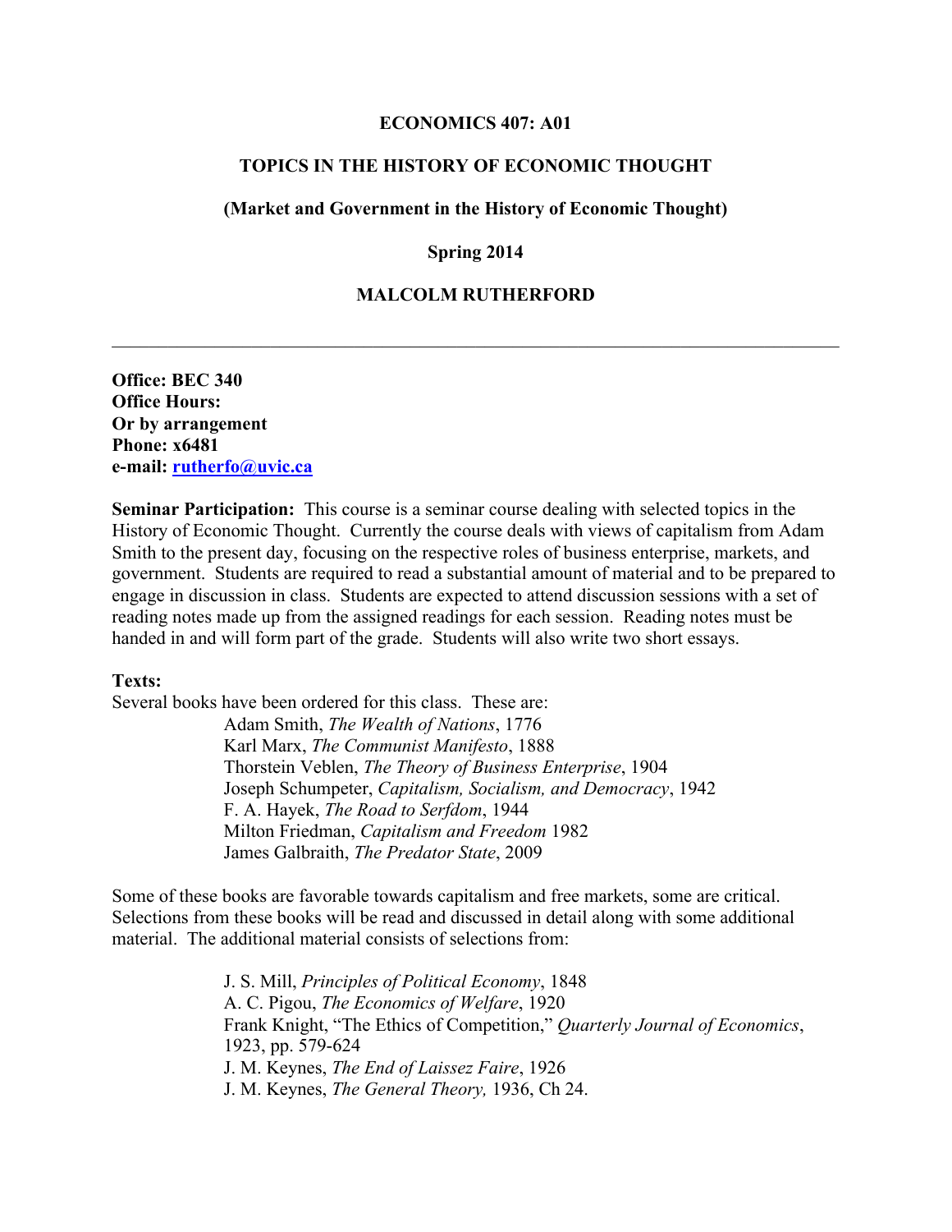# ECONOMICS 407: A01

## TOPICS IN THE HISTORY OF ECONOMIC THOUGHT

### (Market and Government in the History of Economic Thought)

**Spring 2014**

**MALCOLM RUTHERFORD**

---

**Office: BEC 340**
**Office Hours:**
**Or by arrangement**
**Phone: x6481**
**e-mail: rutherfo@uvic.ca**

**Seminar Participation:** This course is a seminar course dealing with selected topics in the History of Economic Thought. Currently the course deals with views of capitalism from Adam Smith to the present day, focusing on the respective roles of business enterprise, markets, and government. Students are required to read a substantial amount of material and to be prepared to engage in discussion in class. Students are expected to attend discussion sessions with a set of reading notes made up from the assigned readings for each session. Reading notes must be handed in and will form part of the grade. Students will also write two short essays.

**Texts:**
Several books have been ordered for this class. These are:

- Adam Smith, *The Wealth of Nations*, 1776
- Karl Marx, *The Communist Manifesto*, 1888
- Thorstein Veblen, *The Theory of Business Enterprise*, 1904
- Joseph Schumpeter, *Capitalism, Socialism, and Democracy*, 1942
- F. A. Hayek, *The Road to Serfdom*, 1944
- Milton Friedman, *Capitalism and Freedom* 1982
- James Galbraith, *The Predator State*, 2009

Some of these books are favorable towards capitalism and free markets, some are critical. Selections from these books will be read and discussed in detail along with some additional material. The additional material consists of selections from:

- J. S. Mill, *Principles of Political Economy*, 1848
- A. C. Pigou, *The Economics of Welfare*, 1920
- Frank Knight, "The Ethics of Competition," *Quarterly Journal of Economics*, 1923, pp. 579-624
- J. M. Keynes, *The End of Laissez Faire*, 1926
- J. M. Keynes, *The General Theory,* 1936, Ch 24.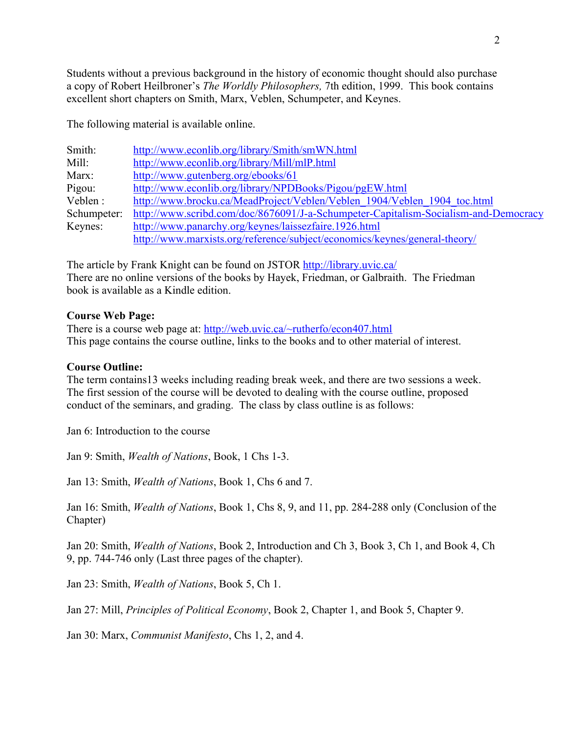Students without a previous background in the history of economic thought should also purchase a copy of Robert Heilbroner's *The Worldly Philosophers,* 7th edition, 1999. This book contains excellent short chapters on Smith, Marx, Veblen, Schumpeter, and Keynes.

The following material is available online.

| | |
|---|---|
| Smith: | http://www.econlib.org/library/Smith/smWN.html |
| Mill: | http://www.econlib.org/library/Mill/mlP.html |
| Marx: | http://www.gutenberg.org/ebooks/61 |
| Pigou: | http://www.econlib.org/library/NPDBooks/Pigou/pgEW.html |
| Veblen : | http://www.brocku.ca/MeadProject/Veblen/Veblen_1904/Veblen_1904_toc.html |
| Schumpeter: | http://www.scribd.com/doc/8676091/J-a-Schumpeter-Capitalism-Socialism-and-Democracy |
| Keynes: | http://www.panarchy.org/keynes/laissezfaire.1926.html |
| | http://www.marxists.org/reference/subject/economics/keynes/general-theory/ |

The article by Frank Knight can be found on JSTOR http://library.uvic.ca/
There are no online versions of the books by Hayek, Friedman, or Galbraith. The Friedman book is available as a Kindle edition.

**Course Web Page:**
There is a course web page at: http://web.uvic.ca/~rutherfo/econ407.html
This page contains the course outline, links to the books and to other material of interest.

**Course Outline:**
The term contains13 weeks including reading break week, and there are two sessions a week. The first session of the course will be devoted to dealing with the course outline, proposed conduct of the seminars, and grading. The class by class outline is as follows:

Jan 6: Introduction to the course

Jan 9: Smith, *Wealth of Nations*, Book, 1 Chs 1-3.

Jan 13: Smith, *Wealth of Nations*, Book 1, Chs 6 and 7.

Jan 16: Smith, *Wealth of Nations*, Book 1, Chs 8, 9, and 11, pp. 284-288 only (Conclusion of the Chapter)

Jan 20: Smith, *Wealth of Nations*, Book 2, Introduction and Ch 3, Book 3, Ch 1, and Book 4, Ch 9, pp. 744-746 only (Last three pages of the chapter).

Jan 23: Smith, *Wealth of Nations*, Book 5, Ch 1.

Jan 27: Mill, *Principles of Political Economy*, Book 2, Chapter 1, and Book 5, Chapter 9.

Jan 30: Marx, *Communist Manifesto*, Chs 1, 2, and 4.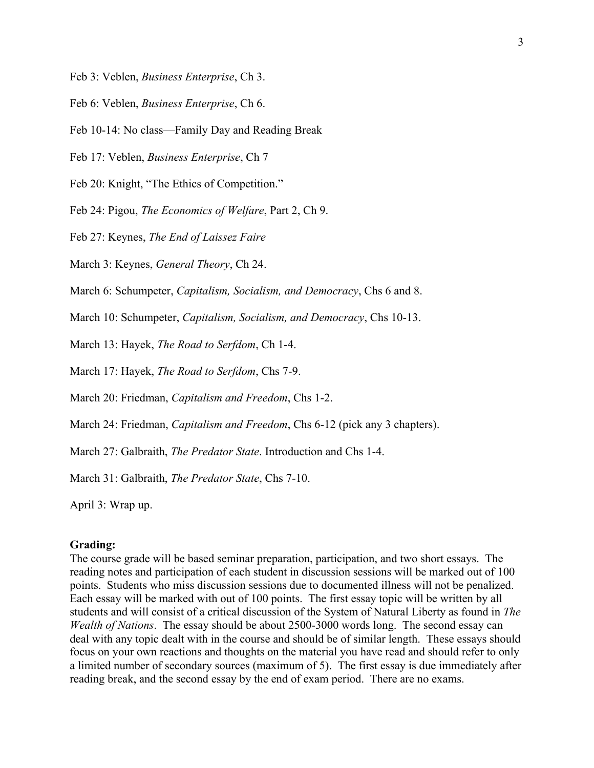Feb 3: Veblen, *Business Enterprise*, Ch 3.

Feb 6: Veblen, *Business Enterprise*, Ch 6.

Feb 10-14: No class—Family Day and Reading Break

Feb 17: Veblen, *Business Enterprise*, Ch 7

Feb 20: Knight, "The Ethics of Competition."

Feb 24: Pigou, *The Economics of Welfare*, Part 2, Ch 9.

Feb 27: Keynes, *The End of Laissez Faire*

March 3: Keynes, *General Theory*, Ch 24.

March 6: Schumpeter, *Capitalism, Socialism, and Democracy*, Chs 6 and 8.

March 10: Schumpeter, *Capitalism, Socialism, and Democracy*, Chs 10-13.

March 13: Hayek, *The Road to Serfdom*, Ch 1-4.

March 17: Hayek, *The Road to Serfdom*, Chs 7-9.

March 20: Friedman, *Capitalism and Freedom*, Chs 1-2.

March 24: Friedman, *Capitalism and Freedom*, Chs 6-12 (pick any 3 chapters).

March 27: Galbraith, *The Predator State*. Introduction and Chs 1-4.

March 31: Galbraith, *The Predator State*, Chs 7-10.

April 3: Wrap up.

**Grading:**
The course grade will be based seminar preparation, participation, and two short essays. The reading notes and participation of each student in discussion sessions will be marked out of 100 points. Students who miss discussion sessions due to documented illness will not be penalized. Each essay will be marked with out of 100 points. The first essay topic will be written by all students and will consist of a critical discussion of the System of Natural Liberty as found in *The Wealth of Nations*. The essay should be about 2500-3000 words long. The second essay can deal with any topic dealt with in the course and should be of similar length. These essays should focus on your own reactions and thoughts on the material you have read and should refer to only a limited number of secondary sources (maximum of 5). The first essay is due immediately after reading break, and the second essay by the end of exam period. There are no exams.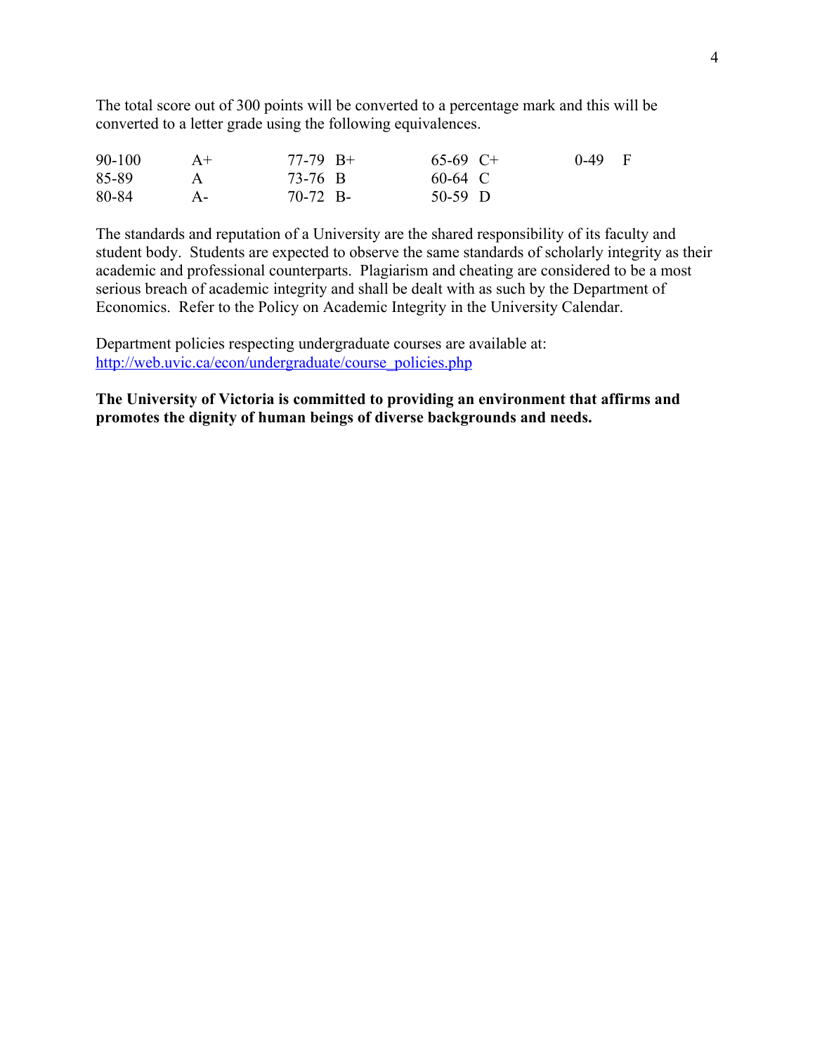The total score out of 300 points will be converted to a percentage mark and this will be converted to a letter grade using the following equivalences.

| | | | | | | | |
|---|---|---|---|---|---|---|---|
| 90-100 | A+ | 77-79 | B+ | 65-69 | C+ | 0-49 | F |
| 85-89 | A | 73-76 | B | 60-64 | C | | |
| 80-84 | A- | 70-72 | B- | 50-59 | D | | |

The standards and reputation of a University are the shared responsibility of its faculty and student body. Students are expected to observe the same standards of scholarly integrity as their academic and professional counterparts. Plagiarism and cheating are considered to be a most serious breach of academic integrity and shall be dealt with as such by the Department of Economics. Refer to the Policy on Academic Integrity in the University Calendar.

Department policies respecting undergraduate courses are available at:
http://web.uvic.ca/econ/undergraduate/course_policies.php

**The University of Victoria is committed to providing an environment that affirms and promotes the dignity of human beings of diverse backgrounds and needs.**